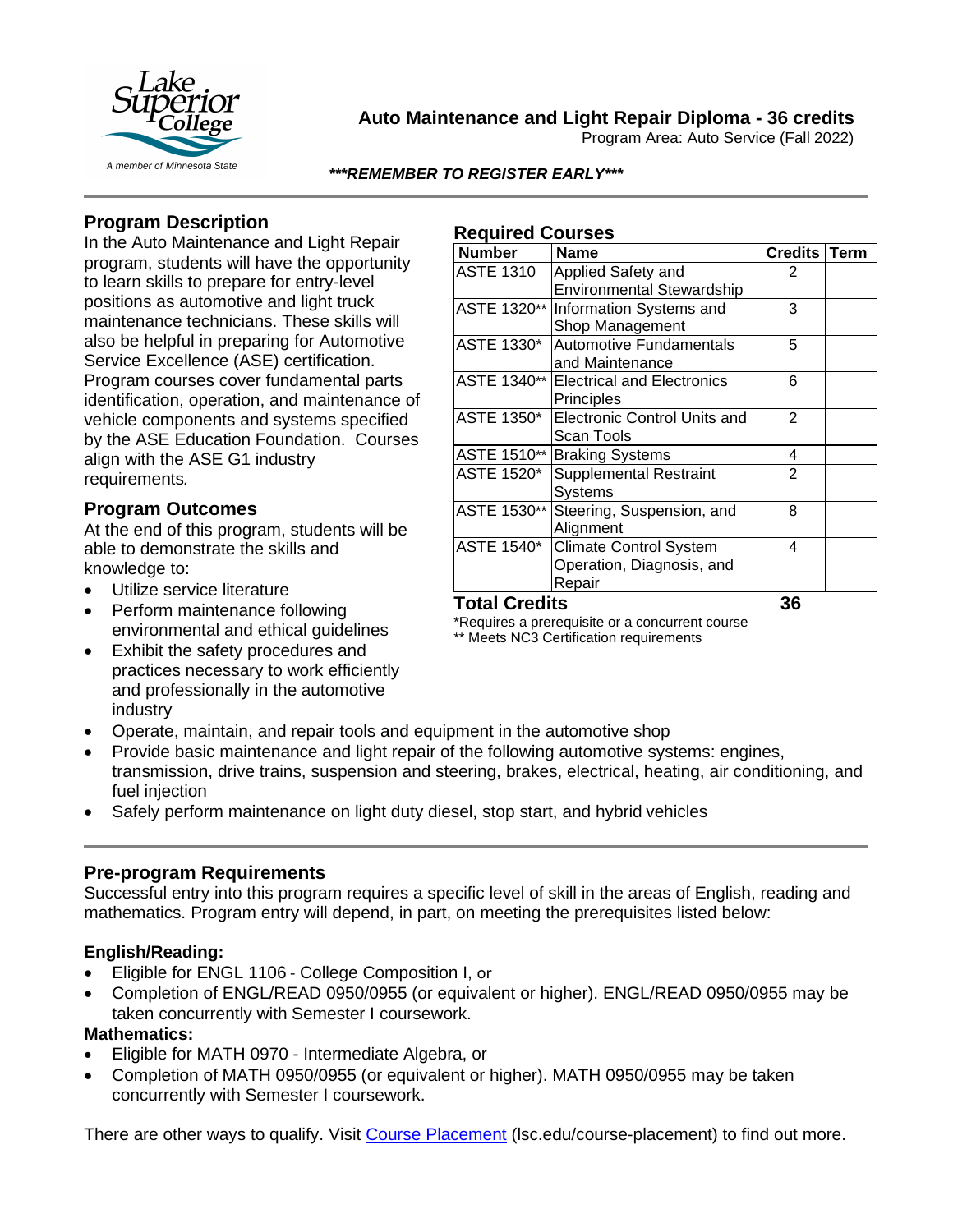# Auto Maintenance and Light Repair Diploma - 36 credits

Program Area: Auto Service (Fall 2022)

***REMEMBER TO REGISTER EARLY***

## Program Description

In the Auto Maintenance and Light Repair program, students will have the opportunity to learn skills to prepare for entry-level positions as automotive and light truck maintenance technicians. These skills will also be helpful in preparing for Automotive Service Excellence (ASE) certification. Program courses cover fundamental parts identification, operation, and maintenance of vehicle components and systems specified by the ASE Education Foundation. Courses align with the ASE G1 industry requirements.

## Program Outcomes

At the end of this program, students will be able to demonstrate the skills and knowledge to:

- Utilize service literature
- Perform maintenance following environmental and ethical guidelines
- Exhibit the safety procedures and practices necessary to work efficiently and professionally in the automotive industry
- Operate, maintain, and repair tools and equipment in the automotive shop
- Provide basic maintenance and light repair of the following automotive systems: engines, transmission, drive trains, suspension and steering, brakes, electrical, heating, air conditioning, and fuel injection
- Safely perform maintenance on light duty diesel, stop start, and hybrid vehicles

## Required Courses

| Number | Name | Credits | Term |
|---|---|---|---|
| ASTE 1310 | Applied Safety and Environmental Stewardship | 2 | |
| ASTE 1320** | Information Systems and Shop Management | 3 | |
| ASTE 1330* | Automotive Fundamentals and Maintenance | 5 | |
| ASTE 1340** | Electrical and Electronics Principles | 6 | |
| ASTE 1350* | Electronic Control Units and Scan Tools | 2 | |
| ASTE 1510** | Braking Systems | 4 | |
| ASTE 1520* | Supplemental Restraint Systems | 2 | |
| ASTE 1530** | Steering, Suspension, and Alignment | 8 | |
| ASTE 1540* | Climate Control System Operation, Diagnosis, and Repair | 4 | |
| **Total Credits** | | **36** | |

*Requires a prerequisite or a concurrent course

** Meets NC3 Certification requirements

## Pre-program Requirements

Successful entry into this program requires a specific level of skill in the areas of English, reading and mathematics. Program entry will depend, in part, on meeting the prerequisites listed below:

### English/Reading:

- Eligible for ENGL 1106 - College Composition I, or
- Completion of ENGL/READ 0950/0955 (or equivalent or higher). ENGL/READ 0950/0955 may be taken concurrently with Semester I coursework.

### Mathematics:

- Eligible for MATH 0970 - Intermediate Algebra, or
- Completion of MATH 0950/0955 (or equivalent or higher). MATH 0950/0955 may be taken concurrently with Semester I coursework.

There are other ways to qualify. Visit Course Placement (lsc.edu/course-placement) to find out more.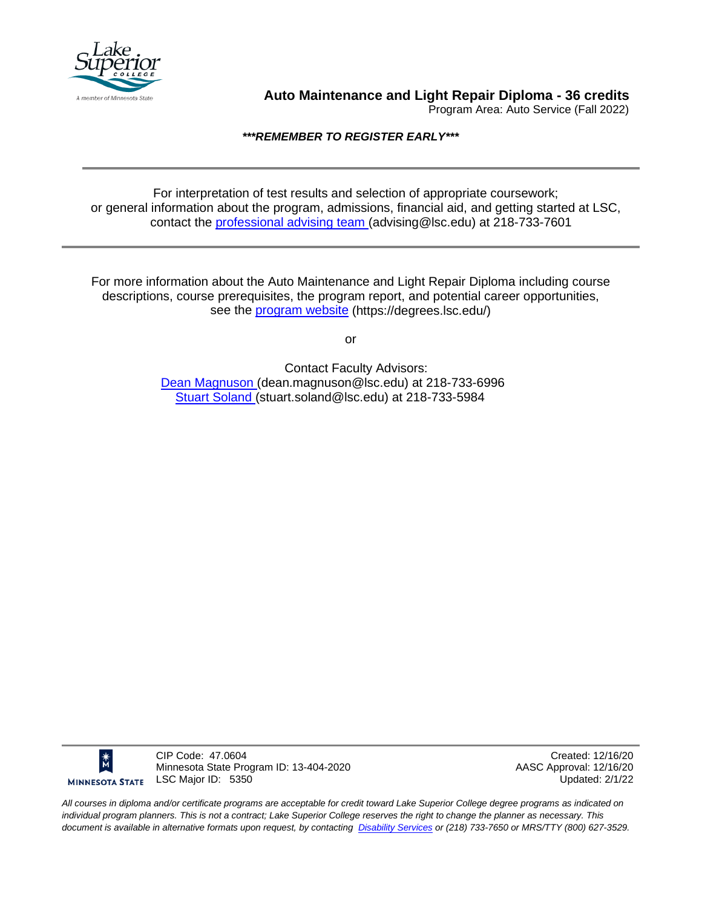## Auto Maintenance and Light Repair Diploma - 36 credits

Program Area: Auto Service (Fall 2022)

***\*\*\*REMEMBER TO REGISTER EARLY\*\*\****

---

For interpretation of test results and selection of appropriate coursework; or general information about the program, admissions, financial aid, and getting started at LSC, contact the professional advising team (advising@lsc.edu) at 218-733-7601

---

For more information about the Auto Maintenance and Light Repair Diploma including course descriptions, course prerequisites, the program report, and potential career opportunities, see the program website (https://degrees.lsc.edu/)

or

Contact Faculty Advisors:
Dean Magnuson (dean.magnuson@lsc.edu) at 218-733-6996
Stuart Soland (stuart.soland@lsc.edu) at 218-733-5984

---

CIP Code: 47.0604
Minnesota State Program ID: 13-404-2020
LSC Major ID: 5350

Created: 12/16/20
AASC Approval: 12/16/20
Updated: 2/1/22

*All courses in diploma and/or certificate programs are acceptable for credit toward Lake Superior College degree programs as indicated on individual program planners. This is not a contract; Lake Superior College reserves the right to change the planner as necessary. This document is available in alternative formats upon request, by contacting Disability Services or (218) 733-7650 or MRS/TTY (800) 627-3529.*